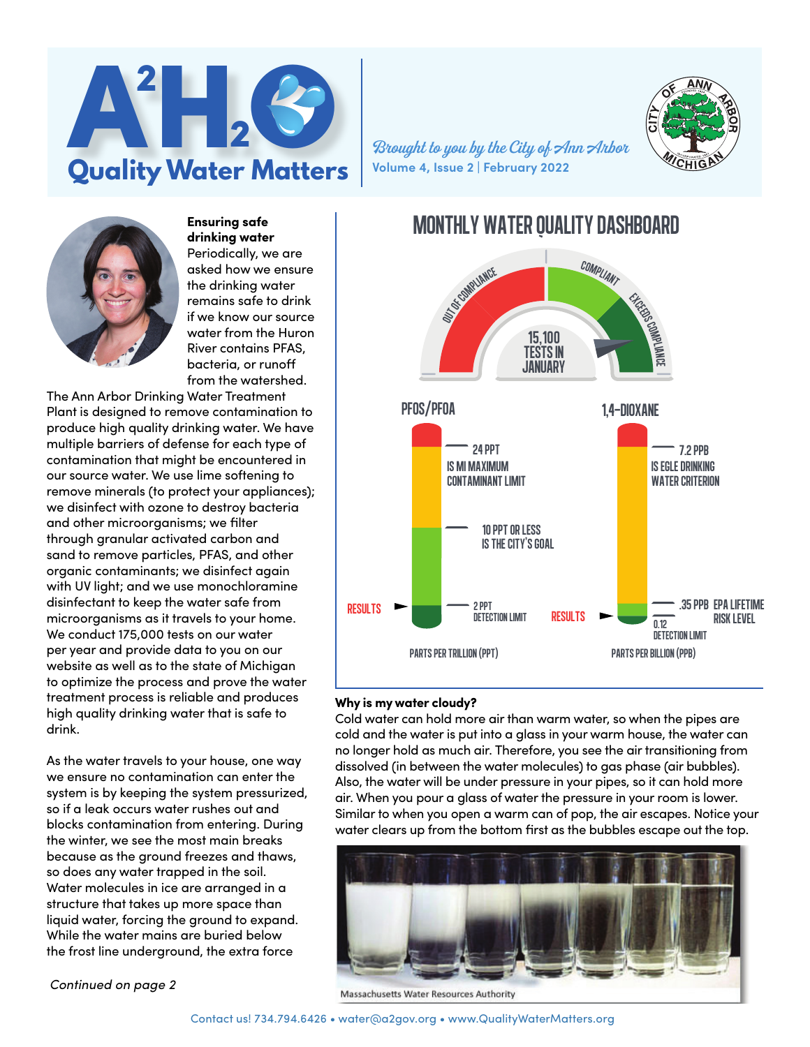# A²H₂O Quality Water Matters

*Brought to you by the City of Ann Arbor*

Volume 4, Issue 2 | February 2022

**Ensuring safe drinking water**
Periodically, we are asked how we ensure the drinking water remains safe to drink if we know our source water from the Huron River contains PFAS, bacteria, or runoff from the watershed.

The Ann Arbor Drinking Water Treatment Plant is designed to remove contamination to produce high quality drinking water. We have multiple barriers of defense for each type of contamination that might be encountered in our source water. We use lime softening to remove minerals (to protect your appliances); we disinfect with ozone to destroy bacteria and other microorganisms; we filter through granular activated carbon and sand to remove particles, PFAS, and other organic contaminants; we disinfect again with UV light; and we use monochloramine disinfectant to keep the water safe from microorganisms as it travels to your home. We conduct 175,000 tests on our water per year and provide data to you on our website as well as to the state of Michigan to optimize the process and prove the water treatment process is reliable and produces high quality drinking water that is safe to drink.

As the water travels to your house, one way we ensure no contamination can enter the system is by keeping the system pressurized, so if a leak occurs water rushes out and blocks contamination from entering. During the winter, we see the most main breaks because as the ground freezes and thaws, so does any water trapped in the soil. Water molecules in ice are arranged in a structure that takes up more space than liquid water, forcing the ground to expand. While the water mains are buried below the frost line underground, the extra force

*Continued on page 2*

## MONTHLY WATER QUALITY DASHBOARD

Out of Compliance | Compliant | Exceeds Compliance

15,100 TESTS IN JANUARY

**PFOS/PFOA** (Parts per trillion (PPT))
- 24 PPT is MI maximum contaminant limit
- 10 PPT or less is the City's goal
- 2 PPT detection limit
- Results: below 2 PPT detection limit

**1,4-DIOXANE** (Parts per billion (PPB))
- 7.2 PPB is EGLE drinking water criterion
- .35 PPB EPA lifetime risk level
- 0.12 detection limit
- Results: below 0.12 detection limit

**Why is my water cloudy?**
Cold water can hold more air than warm water, so when the pipes are cold and the water is put into a glass in your warm house, the water can no longer hold as much air. Therefore, you see the air transitioning from dissolved (in between the water molecules) to gas phase (air bubbles). Also, the water will be under pressure in your pipes, so it can hold more air. When you pour a glass of water the pressure in your room is lower. Similar to when you open a warm can of pop, the air escapes. Notice your water clears up from the bottom first as the bubbles escape out the top.

Massachusetts Water Resources Authority

Contact us! 734.794.6426 • water@a2gov.org • www.QualityWaterMatters.org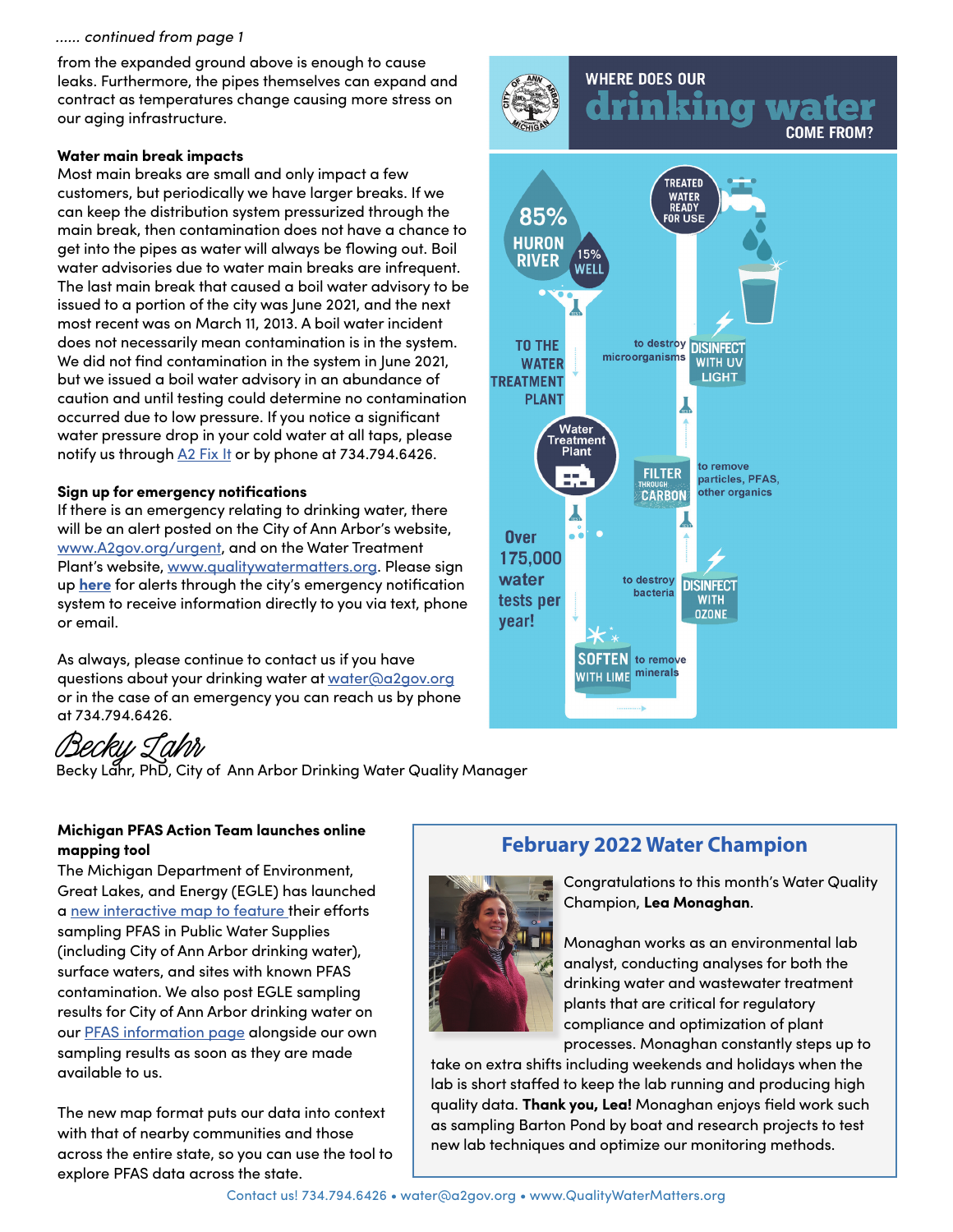*...... continued from page 1*

from the expanded ground above is enough to cause leaks. Furthermore, the pipes themselves can expand and contract as temperatures change causing more stress on our aging infrastructure.

**Water main break impacts**

Most main breaks are small and only impact a few customers, but periodically we have larger breaks. If we can keep the distribution system pressurized through the main break, then contamination does not have a chance to get into the pipes as water will always be flowing out. Boil water advisories due to water main breaks are infrequent. The last main break that caused a boil water advisory to be issued to a portion of the city was June 2021, and the next most recent was on March 11, 2013. A boil water incident does not necessarily mean contamination is in the system. We did not find contamination in the system in June 2021, but we issued a boil water advisory in an abundance of caution and until testing could determine no contamination occurred due to low pressure. If you notice a significant water pressure drop in your cold water at all taps, please notify us through A2 Fix It or by phone at 734.794.6426.

**Sign up for emergency notifications**

If there is an emergency relating to drinking water, there will be an alert posted on the City of Ann Arbor's website, www.A2gov.org/urgent, and on the Water Treatment Plant's website, www.qualitywatermatters.org. Please sign up **here** for alerts through the city's emergency notification system to receive information directly to you via text, phone or email.

As always, please continue to contact us if you have questions about your drinking water at water@a2gov.org or in the case of an emergency you can reach us by phone at 734.794.6426.

*Becky Lahr*

Becky Lahr, PhD, City of Ann Arbor Drinking Water Quality Manager

## WHERE DOES OUR drinking water COME FROM?

85% HURON RIVER

15% WELL

TO THE WATER TREATMENT PLANT

Water Treatment Plant

Over 175,000 water tests per year!

SOFTEN WITH LIME to remove minerals

DISINFECT WITH OZONE to destroy bacteria

FILTER THROUGH CARBON to remove particles, PFAS, other organics

DISINFECT WITH UV LIGHT to destroy microorganisms

TREATED WATER READY FOR USE

**Michigan PFAS Action Team launches online mapping tool**

The Michigan Department of Environment, Great Lakes, and Energy (EGLE) has launched a new interactive map to feature their efforts sampling PFAS in Public Water Supplies (including City of Ann Arbor drinking water), surface waters, and sites with known PFAS contamination. We also post EGLE sampling results for City of Ann Arbor drinking water on our PFAS information page alongside our own sampling results as soon as they are made available to us.

The new map format puts our data into context with that of nearby communities and those across the entire state, so you can use the tool to explore PFAS data across the state.

## February 2022 Water Champion

Congratulations to this month's Water Quality Champion, **Lea Monaghan**.

Monaghan works as an environmental lab analyst, conducting analyses for both the drinking water and wastewater treatment plants that are critical for regulatory compliance and optimization of plant processes. Monaghan constantly steps up to take on extra shifts including weekends and holidays when the lab is short staffed to keep the lab running and producing high quality data. **Thank you, Lea!** Monaghan enjoys field work such as sampling Barton Pond by boat and research projects to test new lab techniques and optimize our monitoring methods.

Contact us! 734.794.6426 • water@a2gov.org • www.QualityWaterMatters.org